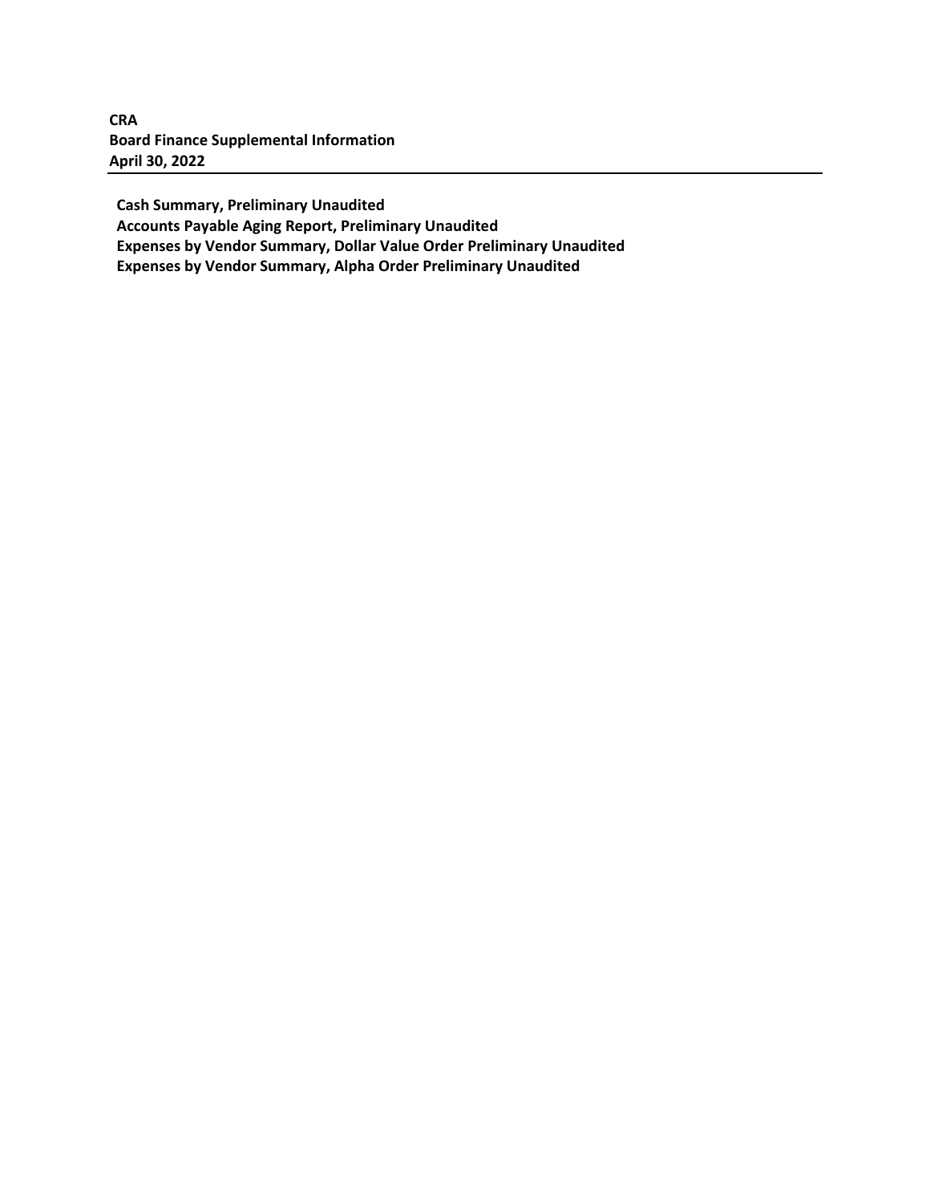**CRA**
**Board Finance Supplemental Information**
**April 30, 2022**

---

**Cash Summary, Preliminary Unaudited**
**Accounts Payable Aging Report, Preliminary Unaudited**
**Expenses by Vendor Summary, Dollar Value Order Preliminary Unaudited**
**Expenses by Vendor Summary, Alpha Order Preliminary Unaudited**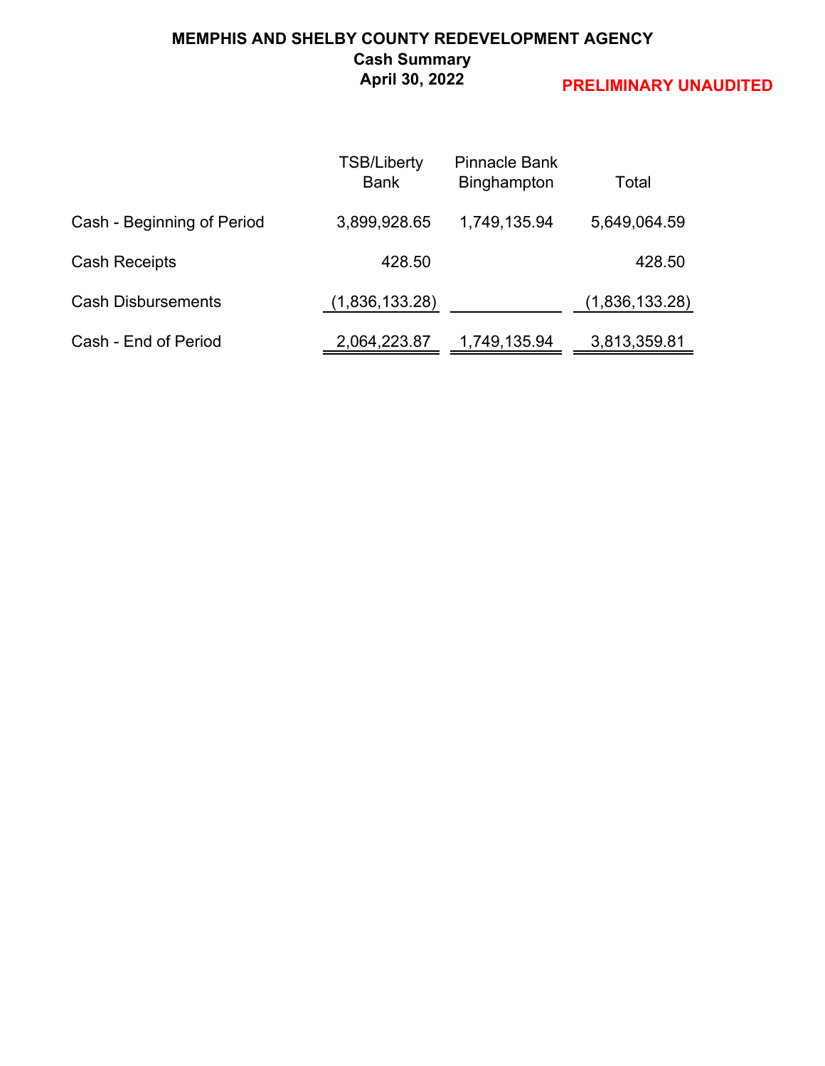**MEMPHIS AND SHELBY COUNTY REDEVELOPMENT AGENCY**
**Cash Summary**
**April 30, 2022**

**PRELIMINARY UNAUDITED**

| | TSB/Liberty Bank | Pinnacle Bank Binghampton | Total |
|---|---|---|---|
| Cash - Beginning of Period | 3,899,928.65 | 1,749,135.94 | 5,649,064.59 |
| Cash Receipts | 428.50 | | 428.50 |
| Cash Disbursements | (1,836,133.28) | | (1,836,133.28) |
| Cash - End of Period | 2,064,223.87 | 1,749,135.94 | 3,813,359.81 |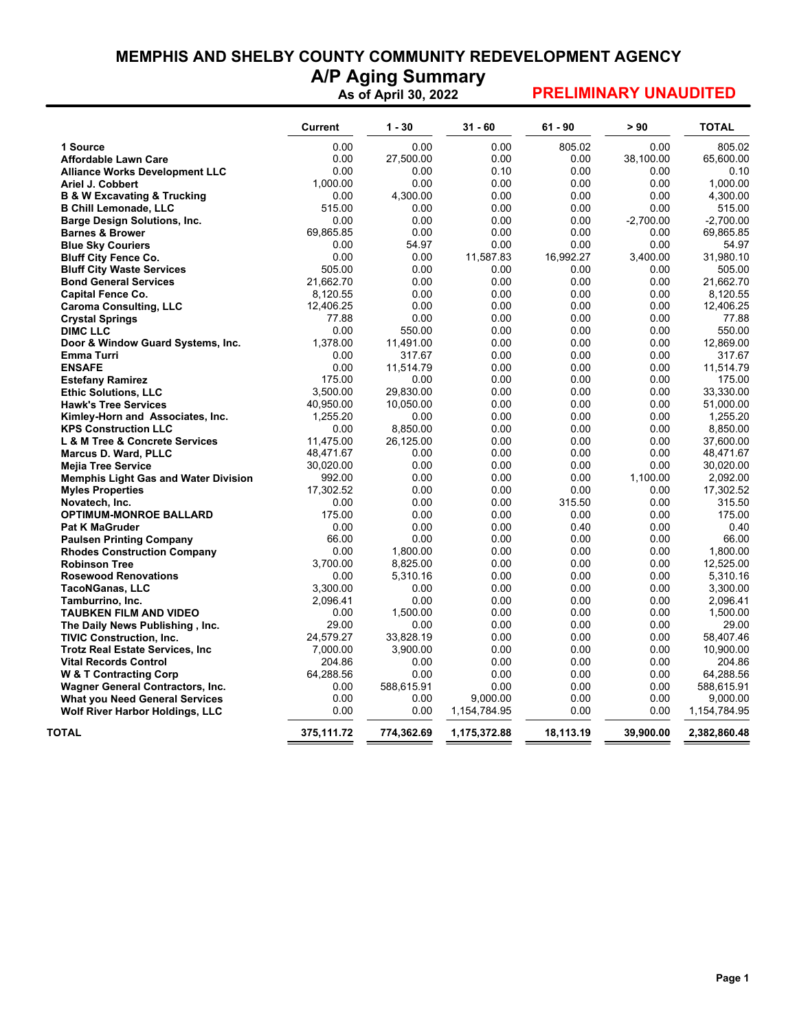# MEMPHIS AND SHELBY COUNTY COMMUNITY REDEVELOPMENT AGENCY

## A/P Aging Summary

**As of April 30, 2022** **PRELIMINARY UNAUDITED**

| | Current | 1 - 30 | 31 - 60 | 61 - 90 | > 90 | TOTAL |
|---|---|---|---|---|---|---|
| **1 Source** | 0.00 | 0.00 | 0.00 | 805.02 | 0.00 | 805.02 |
| **Affordable Lawn Care** | 0.00 | 27,500.00 | 0.00 | 0.00 | 38,100.00 | 65,600.00 |
| **Alliance Works Development LLC** | 0.00 | 0.00 | 0.10 | 0.00 | 0.00 | 0.10 |
| **Ariel J. Cobbert** | 1,000.00 | 0.00 | 0.00 | 0.00 | 0.00 | 1,000.00 |
| **B & W Excavating & Trucking** | 0.00 | 4,300.00 | 0.00 | 0.00 | 0.00 | 4,300.00 |
| **B Chill Lemonade, LLC** | 515.00 | 0.00 | 0.00 | 0.00 | 0.00 | 515.00 |
| **Barge Design Solutions, Inc.** | 0.00 | 0.00 | 0.00 | 0.00 | -2,700.00 | -2,700.00 |
| **Barnes & Brower** | 69,865.85 | 0.00 | 0.00 | 0.00 | 0.00 | 69,865.85 |
| **Blue Sky Couriers** | 0.00 | 54.97 | 0.00 | 0.00 | 0.00 | 54.97 |
| **Bluff City Fence Co.** | 0.00 | 0.00 | 11,587.83 | 16,992.27 | 3,400.00 | 31,980.10 |
| **Bluff City Waste Services** | 505.00 | 0.00 | 0.00 | 0.00 | 0.00 | 505.00 |
| **Bond General Services** | 21,662.70 | 0.00 | 0.00 | 0.00 | 0.00 | 21,662.70 |
| **Capital Fence Co.** | 8,120.55 | 0.00 | 0.00 | 0.00 | 0.00 | 8,120.55 |
| **Caroma Consulting, LLC** | 12,406.25 | 0.00 | 0.00 | 0.00 | 0.00 | 12,406.25 |
| **Crystal Springs** | 77.88 | 0.00 | 0.00 | 0.00 | 0.00 | 77.88 |
| **DIMC LLC** | 0.00 | 550.00 | 0.00 | 0.00 | 0.00 | 550.00 |
| **Door & Window Guard Systems, Inc.** | 1,378.00 | 11,491.00 | 0.00 | 0.00 | 0.00 | 12,869.00 |
| **Emma Turri** | 0.00 | 317.67 | 0.00 | 0.00 | 0.00 | 317.67 |
| **ENSAFE** | 0.00 | 11,514.79 | 0.00 | 0.00 | 0.00 | 11,514.79 |
| **Estefany Ramirez** | 175.00 | 0.00 | 0.00 | 0.00 | 0.00 | 175.00 |
| **Ethic Solutions, LLC** | 3,500.00 | 29,830.00 | 0.00 | 0.00 | 0.00 | 33,330.00 |
| **Hawk's Tree Services** | 40,950.00 | 10,050.00 | 0.00 | 0.00 | 0.00 | 51,000.00 |
| **Kimley-Horn and Associates, Inc.** | 1,255.20 | 0.00 | 0.00 | 0.00 | 0.00 | 1,255.20 |
| **KPS Construction LLC** | 0.00 | 8,850.00 | 0.00 | 0.00 | 0.00 | 8,850.00 |
| **L & M Tree & Concrete Services** | 11,475.00 | 26,125.00 | 0.00 | 0.00 | 0.00 | 37,600.00 |
| **Marcus D. Ward, PLLC** | 48,471.67 | 0.00 | 0.00 | 0.00 | 0.00 | 48,471.67 |
| **Mejia Tree Service** | 30,020.00 | 0.00 | 0.00 | 0.00 | 0.00 | 30,020.00 |
| **Memphis Light Gas and Water Division** | 992.00 | 0.00 | 0.00 | 0.00 | 1,100.00 | 2,092.00 |
| **Myles Properties** | 17,302.52 | 0.00 | 0.00 | 0.00 | 0.00 | 17,302.52 |
| **Novatech, Inc.** | 0.00 | 0.00 | 0.00 | 315.50 | 0.00 | 315.50 |
| **OPTIMUM-MONROE BALLARD** | 175.00 | 0.00 | 0.00 | 0.00 | 0.00 | 175.00 |
| **Pat K MaGruder** | 0.00 | 0.00 | 0.00 | 0.40 | 0.00 | 0.40 |
| **Paulsen Printing Company** | 66.00 | 0.00 | 0.00 | 0.00 | 0.00 | 66.00 |
| **Rhodes Construction Company** | 0.00 | 1,800.00 | 0.00 | 0.00 | 0.00 | 1,800.00 |
| **Robinson Tree** | 3,700.00 | 8,825.00 | 0.00 | 0.00 | 0.00 | 12,525.00 |
| **Rosewood Renovations** | 0.00 | 5,310.16 | 0.00 | 0.00 | 0.00 | 5,310.16 |
| **TacoNGanas, LLC** | 3,300.00 | 0.00 | 0.00 | 0.00 | 0.00 | 3,300.00 |
| **Tamburrino, Inc.** | 2,096.41 | 0.00 | 0.00 | 0.00 | 0.00 | 2,096.41 |
| **TAUBKEN FILM AND VIDEO** | 0.00 | 1,500.00 | 0.00 | 0.00 | 0.00 | 1,500.00 |
| **The Daily News Publishing , Inc.** | 29.00 | 0.00 | 0.00 | 0.00 | 0.00 | 29.00 |
| **TIVIC Construction, Inc.** | 24,579.27 | 33,828.19 | 0.00 | 0.00 | 0.00 | 58,407.46 |
| **Trotz Real Estate Services, Inc** | 7,000.00 | 3,900.00 | 0.00 | 0.00 | 0.00 | 10,900.00 |
| **Vital Records Control** | 204.86 | 0.00 | 0.00 | 0.00 | 0.00 | 204.86 |
| **W & T Contracting Corp** | 64,288.56 | 0.00 | 0.00 | 0.00 | 0.00 | 64,288.56 |
| **Wagner General Contractors, Inc.** | 0.00 | 588,615.91 | 0.00 | 0.00 | 0.00 | 588,615.91 |
| **What you Need General Services** | 0.00 | 0.00 | 9,000.00 | 0.00 | 0.00 | 9,000.00 |
| **Wolf River Harbor Holdings, LLC** | 0.00 | 0.00 | 1,154,784.95 | 0.00 | 0.00 | 1,154,784.95 |
| **TOTAL** | **375,111.72** | **774,362.69** | **1,175,372.88** | **18,113.19** | **39,900.00** | **2,382,860.48** |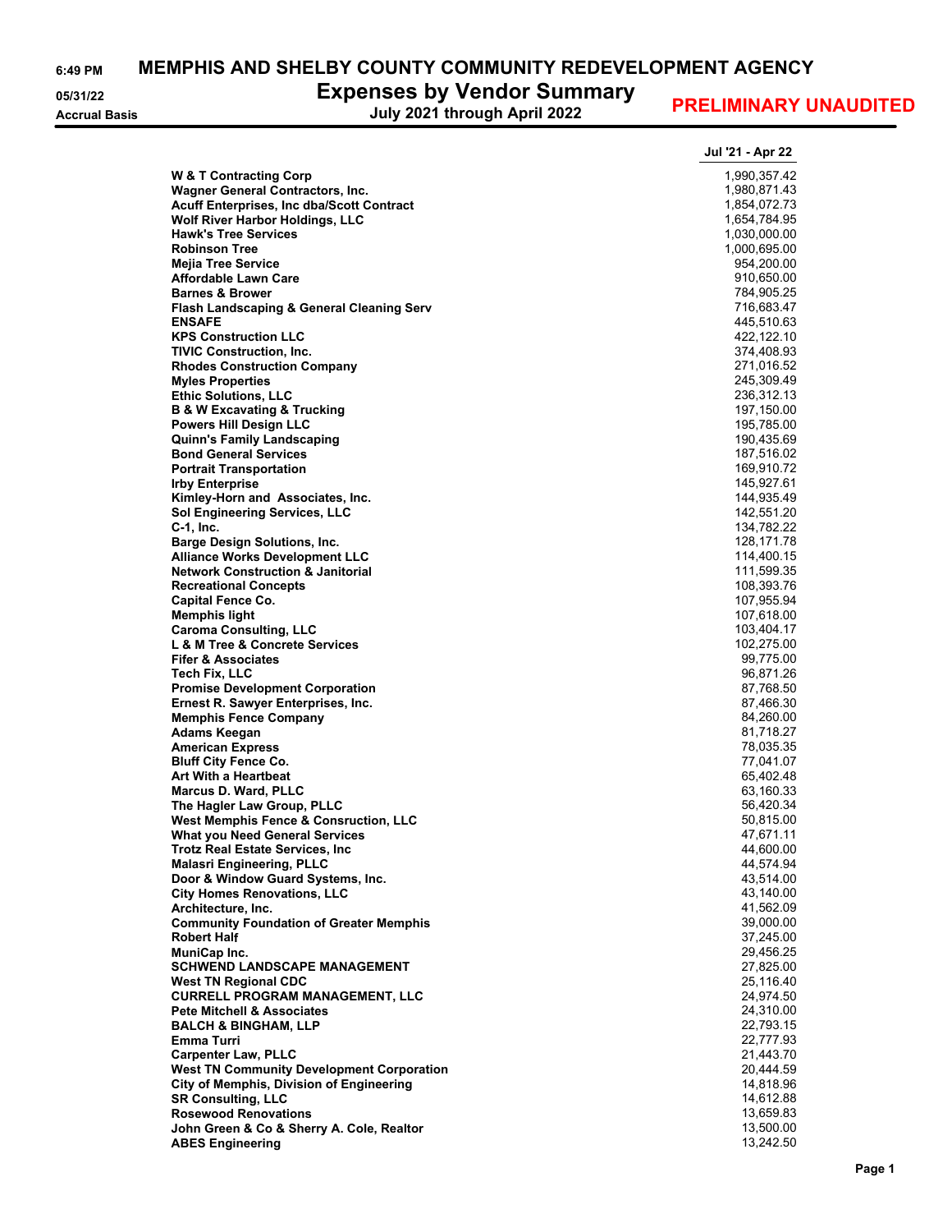# MEMPHIS AND SHELBY COUNTY COMMUNITY REDEVELOPMENT AGENCY

## Expenses by Vendor Summary

6:49 PM
05/31/22
Accrual Basis

**July 2021 through April 2022**

**PRELIMINARY UNAUDITED**

| | Jul '21 - Apr 22 |
|---|---:|
| **W & T Contracting Corp** | 1,990,357.42 |
| **Wagner General Contractors, Inc.** | 1,980,871.43 |
| **Acuff Enterprises, Inc dba/Scott Contract** | 1,854,072.73 |
| **Wolf River Harbor Holdings, LLC** | 1,654,784.95 |
| **Hawk's Tree Services** | 1,030,000.00 |
| **Robinson Tree** | 1,000,695.00 |
| **Mejia Tree Service** | 954,200.00 |
| **Affordable Lawn Care** | 910,650.00 |
| **Barnes & Brower** | 784,905.25 |
| **Flash Landscaping & General Cleaning Serv** | 716,683.47 |
| **ENSAFE** | 445,510.63 |
| **KPS Construction LLC** | 422,122.10 |
| **TIVIC Construction, Inc.** | 374,408.93 |
| **Rhodes Construction Company** | 271,016.52 |
| **Myles Properties** | 245,309.49 |
| **Ethic Solutions, LLC** | 236,312.13 |
| **B & W Excavating & Trucking** | 197,150.00 |
| **Powers Hill Design LLC** | 195,785.00 |
| **Quinn's Family Landscaping** | 190,435.69 |
| **Bond General Services** | 187,516.02 |
| **Portrait Transportation** | 169,910.72 |
| **Irby Enterprise** | 145,927.61 |
| **Kimley-Horn and Associates, Inc.** | 144,935.49 |
| **Sol Engineering Services, LLC** | 142,551.20 |
| **C-1, Inc.** | 134,782.22 |
| **Barge Design Solutions, Inc.** | 128,171.78 |
| **Alliance Works Development LLC** | 114,400.15 |
| **Network Construction & Janitorial** | 111,599.35 |
| **Recreational Concepts** | 108,393.76 |
| **Capital Fence Co.** | 107,955.94 |
| **Memphis light** | 107,618.00 |
| **Caroma Consulting, LLC** | 103,404.17 |
| **L & M Tree & Concrete Services** | 102,275.00 |
| **Fifer & Associates** | 99,775.00 |
| **Tech Fix, LLC** | 96,871.26 |
| **Promise Development Corporation** | 87,768.50 |
| **Ernest R. Sawyer Enterprises, Inc.** | 87,466.30 |
| **Memphis Fence Company** | 84,260.00 |
| **Adams Keegan** | 81,718.27 |
| **American Express** | 78,035.35 |
| **Bluff City Fence Co.** | 77,041.07 |
| **Art With a Heartbeat** | 65,402.48 |
| **Marcus D. Ward, PLLC** | 63,160.33 |
| **The Hagler Law Group, PLLC** | 56,420.34 |
| **West Memphis Fence & Consruction, LLC** | 50,815.00 |
| **What you Need General Services** | 47,671.11 |
| **Trotz Real Estate Services, Inc** | 44,600.00 |
| **Malasri Engineering, PLLC** | 44,574.94 |
| **Door & Window Guard Systems, Inc.** | 43,514.00 |
| **City Homes Renovations, LLC** | 43,140.00 |
| **Architecture, Inc.** | 41,562.09 |
| **Community Foundation of Greater Memphis** | 39,000.00 |
| **Robert Half** | 37,245.00 |
| **MuniCap Inc.** | 29,456.25 |
| **SCHWEND LANDSCAPE MANAGEMENT** | 27,825.00 |
| **West TN Regional CDC** | 25,116.40 |
| **CURRELL PROGRAM MANAGEMENT, LLC** | 24,974.50 |
| **Pete Mitchell & Associates** | 24,310.00 |
| **BALCH & BINGHAM, LLP** | 22,793.15 |
| **Emma Turri** | 22,777.93 |
| **Carpenter Law, PLLC** | 21,443.70 |
| **West TN Community Development Corporation** | 20,444.59 |
| **City of Memphis, Division of Engineering** | 14,818.96 |
| **SR Consulting, LLC** | 14,612.88 |
| **Rosewood Renovations** | 13,659.83 |
| **John Green & Co & Sherry A. Cole, Realtor** | 13,500.00 |
| **ABES Engineering** | 13,242.50 |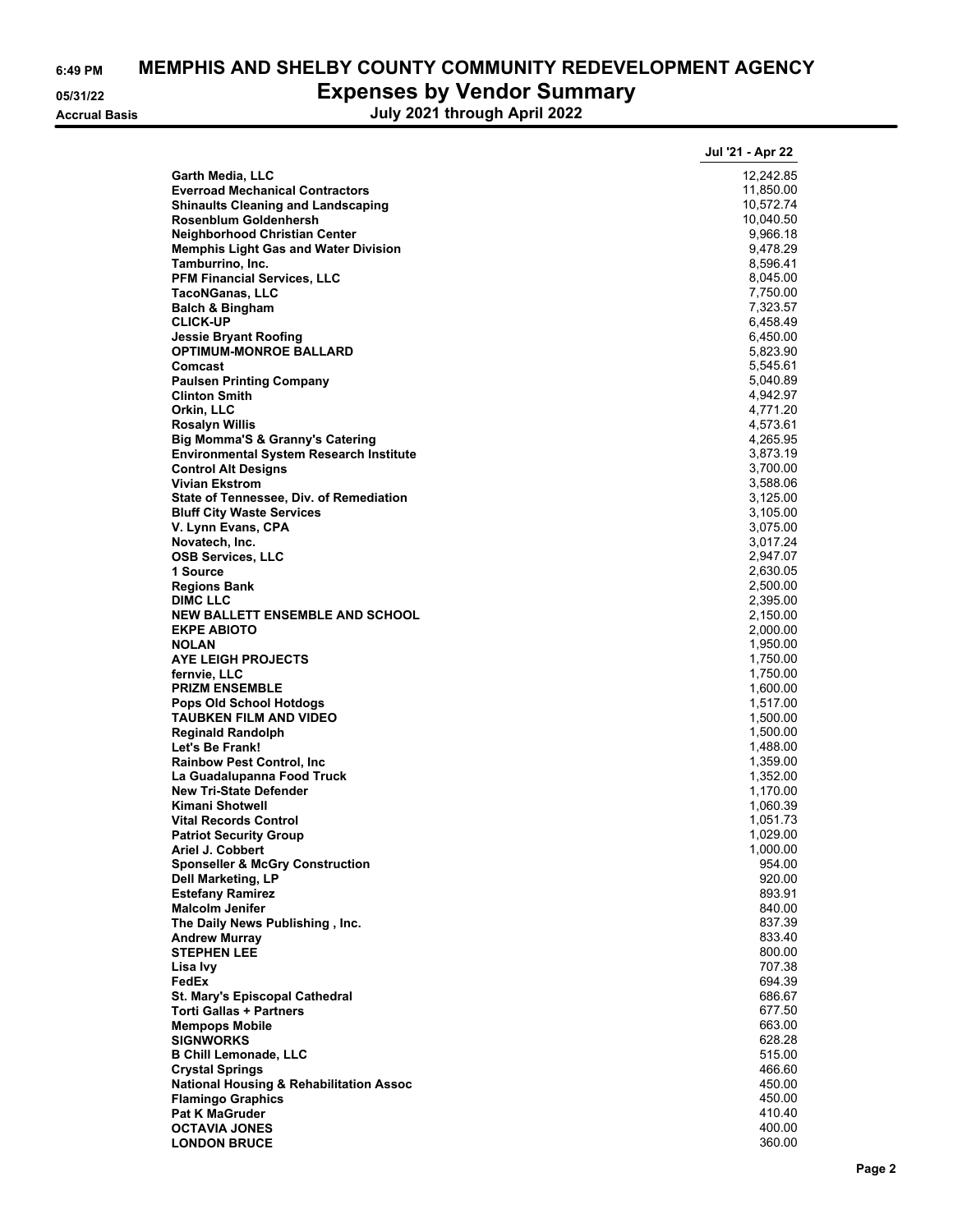# MEMPHIS AND SHELBY COUNTY COMMUNITY REDEVELOPMENT AGENCY

## Expenses by Vendor Summary

### July 2021 through April 2022

6:49 PM
05/31/22
Accrual Basis

| | Jul '21 - Apr 22 |
|---|---|
| Garth Media, LLC | 12,242.85 |
| Everroad Mechanical Contractors | 11,850.00 |
| Shinaults Cleaning and Landscaping | 10,572.74 |
| Rosenblum Goldenhersh | 10,040.50 |
| Neighborhood Christian Center | 9,966.18 |
| Memphis Light Gas and Water Division | 9,478.29 |
| Tamburrino, Inc. | 8,596.41 |
| PFM Financial Services, LLC | 8,045.00 |
| TacoNGanas, LLC | 7,750.00 |
| Balch & Bingham | 7,323.57 |
| CLICK-UP | 6,458.49 |
| Jessie Bryant Roofing | 6,450.00 |
| OPTIMUM-MONROE BALLARD | 5,823.90 |
| Comcast | 5,545.61 |
| Paulsen Printing Company | 5,040.89 |
| Clinton Smith | 4,942.97 |
| Orkin, LLC | 4,771.20 |
| Rosalyn Willis | 4,573.61 |
| Big Momma'S & Granny's Catering | 4,265.95 |
| Environmental System Research Institute | 3,873.19 |
| Control Alt Designs | 3,700.00 |
| Vivian Ekstrom | 3,588.06 |
| State of Tennessee, Div. of Remediation | 3,125.00 |
| Bluff City Waste Services | 3,105.00 |
| V. Lynn Evans, CPA | 3,075.00 |
| Novatech, Inc. | 3,017.24 |
| OSB Services, LLC | 2,947.07 |
| 1 Source | 2,630.05 |
| Regions Bank | 2,500.00 |
| DIMC LLC | 2,395.00 |
| NEW BALLETT ENSEMBLE AND SCHOOL | 2,150.00 |
| EKPE ABIOTO | 2,000.00 |
| NOLAN | 1,950.00 |
| AYE LEIGH PROJECTS | 1,750.00 |
| fernvie, LLC | 1,750.00 |
| PRIZM ENSEMBLE | 1,600.00 |
| Pops Old School Hotdogs | 1,517.00 |
| TAUBKEN FILM AND VIDEO | 1,500.00 |
| Reginald Randolph | 1,500.00 |
| Let's Be Frank! | 1,488.00 |
| Rainbow Pest Control, Inc | 1,359.00 |
| La Guadalupanna Food Truck | 1,352.00 |
| New Tri-State Defender | 1,170.00 |
| Kimani Shotwell | 1,060.39 |
| Vital Records Control | 1,051.73 |
| Patriot Security Group | 1,029.00 |
| Ariel J. Cobbert | 1,000.00 |
| Sponseller & McGry Construction | 954.00 |
| Dell Marketing, LP | 920.00 |
| Estefany Ramirez | 893.91 |
| Malcolm Jenifer | 840.00 |
| The Daily News Publishing , Inc. | 837.39 |
| Andrew Murray | 833.40 |
| STEPHEN LEE | 800.00 |
| Lisa Ivy | 707.38 |
| FedEx | 694.39 |
| St. Mary's Episcopal Cathedral | 686.67 |
| Torti Gallas + Partners | 677.50 |
| Mempops Mobile | 663.00 |
| SIGNWORKS | 628.28 |
| B Chill Lemonade, LLC | 515.00 |
| Crystal Springs | 466.60 |
| National Housing & Rehabilitation Assoc | 450.00 |
| Flamingo Graphics | 450.00 |
| Pat K MaGruder | 410.40 |
| OCTAVIA JONES | 400.00 |
| LONDON BRUCE | 360.00 |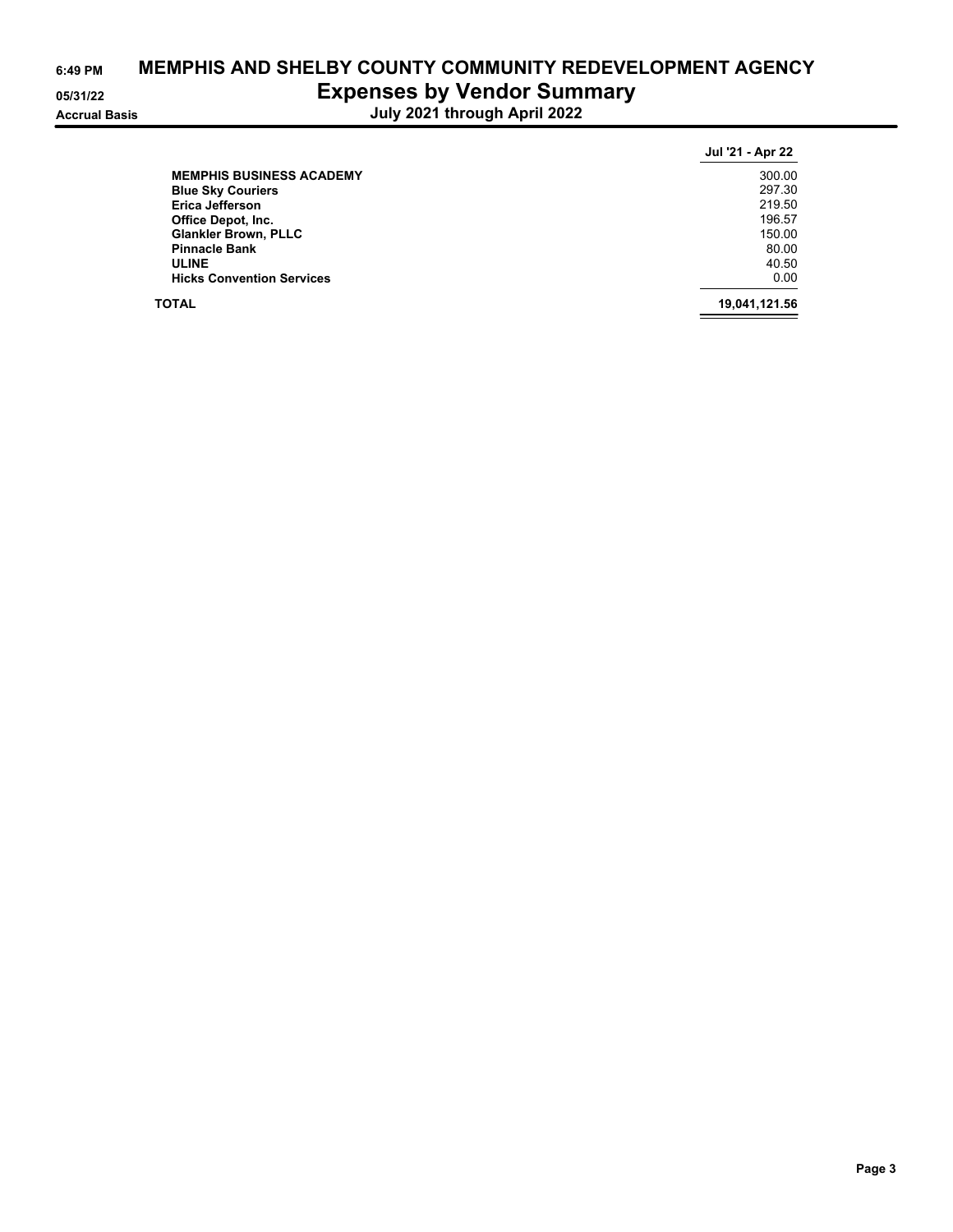# MEMPHIS AND SHELBY COUNTY COMMUNITY REDEVELOPMENT AGENCY

## Expenses by Vendor Summary

**July 2021 through April 2022**

6:49 PM
05/31/22
Accrual Basis

| | Jul '21 - Apr 22 |
|---|---|
| **MEMPHIS BUSINESS ACADEMY** | 300.00 |
| **Blue Sky Couriers** | 297.30 |
| **Erica Jefferson** | 219.50 |
| **Office Depot, Inc.** | 196.57 |
| **Glankler Brown, PLLC** | 150.00 |
| **Pinnacle Bank** | 80.00 |
| **ULINE** | 40.50 |
| **Hicks Convention Services** | 0.00 |
| **TOTAL** | **19,041,121.56** |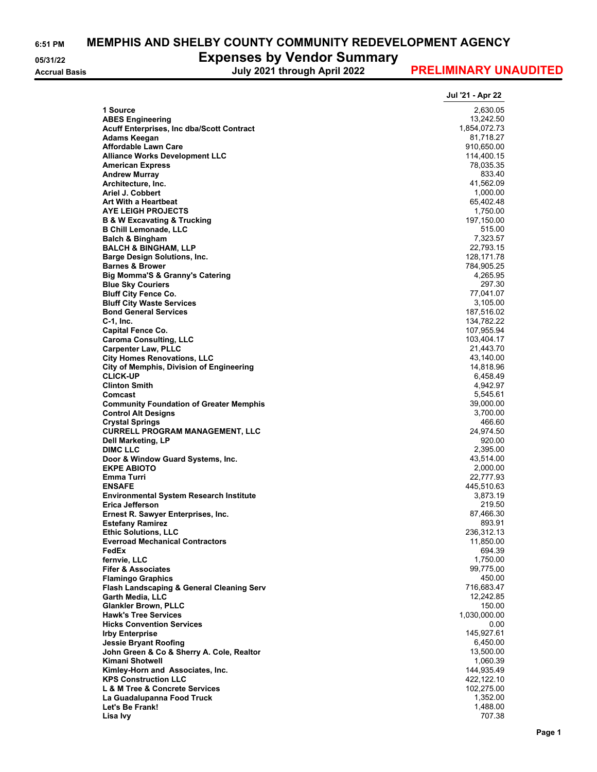# MEMPHIS AND SHELBY COUNTY COMMUNITY REDEVELOPMENT AGENCY

## Expenses by Vendor Summary

6:51 PM
05/31/22
Accrual Basis

July 2021 through April 2022

**PRELIMINARY UNAUDITED**

| | Jul '21 - Apr 22 |
|---|---|
| **1 Source** | 2,630.05 |
| **ABES Engineering** | 13,242.50 |
| **Acuff Enterprises, Inc dba/Scott Contract** | 1,854,072.73 |
| **Adams Keegan** | 81,718.27 |
| **Affordable Lawn Care** | 910,650.00 |
| **Alliance Works Development LLC** | 114,400.15 |
| **American Express** | 78,035.35 |
| **Andrew Murray** | 833.40 |
| **Architecture, Inc.** | 41,562.09 |
| **Ariel J. Cobbert** | 1,000.00 |
| **Art With a Heartbeat** | 65,402.48 |
| **AYE LEIGH PROJECTS** | 1,750.00 |
| **B & W Excavating & Trucking** | 197,150.00 |
| **B Chill Lemonade, LLC** | 515.00 |
| **Balch & Bingham** | 7,323.57 |
| **BALCH & BINGHAM, LLP** | 22,793.15 |
| **Barge Design Solutions, Inc.** | 128,171.78 |
| **Barnes & Brower** | 784,905.25 |
| **Big Momma'S & Granny's Catering** | 4,265.95 |
| **Blue Sky Couriers** | 297.30 |
| **Bluff City Fence Co.** | 77,041.07 |
| **Bluff City Waste Services** | 3,105.00 |
| **Bond General Services** | 187,516.02 |
| **C-1, Inc.** | 134,782.22 |
| **Capital Fence Co.** | 107,955.94 |
| **Caroma Consulting, LLC** | 103,404.17 |
| **Carpenter Law, PLLC** | 21,443.70 |
| **City Homes Renovations, LLC** | 43,140.00 |
| **City of Memphis, Division of Engineering** | 14,818.96 |
| **CLICK-UP** | 6,458.49 |
| **Clinton Smith** | 4,942.97 |
| **Comcast** | 5,545.61 |
| **Community Foundation of Greater Memphis** | 39,000.00 |
| **Control Alt Designs** | 3,700.00 |
| **Crystal Springs** | 466.60 |
| **CURRELL PROGRAM MANAGEMENT, LLC** | 24,974.50 |
| **Dell Marketing, LP** | 920.00 |
| **DIMC LLC** | 2,395.00 |
| **Door & Window Guard Systems, Inc.** | 43,514.00 |
| **EKPE ABIOTO** | 2,000.00 |
| **Emma Turri** | 22,777.93 |
| **ENSAFE** | 445,510.63 |
| **Environmental System Research Institute** | 3,873.19 |
| **Erica Jefferson** | 219.50 |
| **Ernest R. Sawyer Enterprises, Inc.** | 87,466.30 |
| **Estefany Ramirez** | 893.91 |
| **Ethic Solutions, LLC** | 236,312.13 |
| **Everroad Mechanical Contractors** | 11,850.00 |
| **FedEx** | 694.39 |
| **fernvie, LLC** | 1,750.00 |
| **Fifer & Associates** | 99,775.00 |
| **Flamingo Graphics** | 450.00 |
| **Flash Landscaping & General Cleaning Serv** | 716,683.47 |
| **Garth Media, LLC** | 12,242.85 |
| **Glankler Brown, PLLC** | 150.00 |
| **Hawk's Tree Services** | 1,030,000.00 |
| **Hicks Convention Services** | 0.00 |
| **Irby Enterprise** | 145,927.61 |
| **Jessie Bryant Roofing** | 6,450.00 |
| **John Green & Co & Sherry A. Cole, Realtor** | 13,500.00 |
| **Kimani Shotwell** | 1,060.39 |
| **Kimley-Horn and Associates, Inc.** | 144,935.49 |
| **KPS Construction LLC** | 422,122.10 |
| **L & M Tree & Concrete Services** | 102,275.00 |
| **La Guadalupanna Food Truck** | 1,352.00 |
| **Let's Be Frank!** | 1,488.00 |
| **Lisa Ivy** | 707.38 |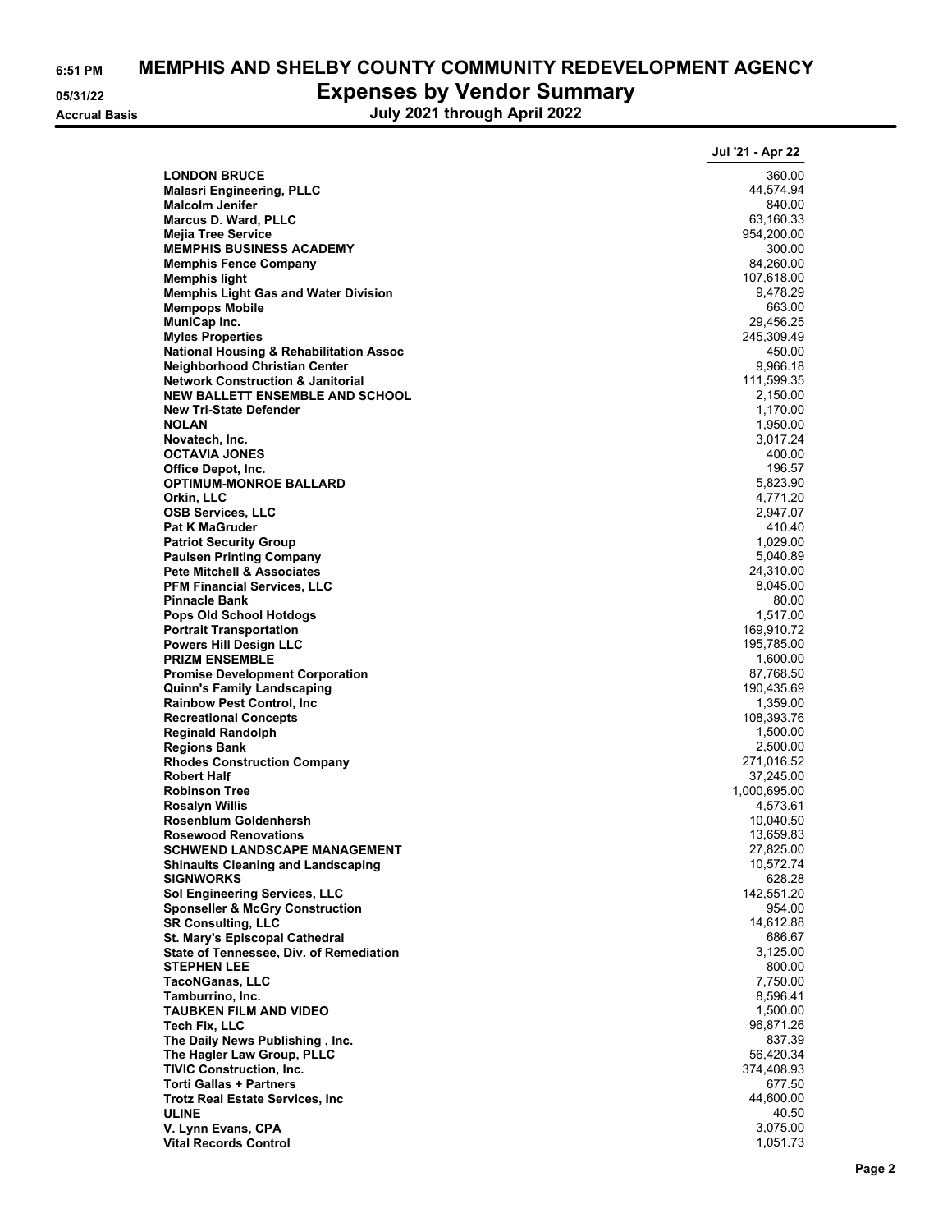# MEMPHIS AND SHELBY COUNTY COMMUNITY REDEVELOPMENT AGENCY

## Expenses by Vendor Summary

**July 2021 through April 2022**

6:51 PM
05/31/22
Accrual Basis

| | Jul '21 - Apr 22 |
|---|---|
| LONDON BRUCE | 360.00 |
| Malasri Engineering, PLLC | 44,574.94 |
| Malcolm Jenifer | 840.00 |
| Marcus D. Ward, PLLC | 63,160.33 |
| Mejia Tree Service | 954,200.00 |
| MEMPHIS BUSINESS ACADEMY | 300.00 |
| Memphis Fence Company | 84,260.00 |
| Memphis light | 107,618.00 |
| Memphis Light Gas and Water Division | 9,478.29 |
| Mempops Mobile | 663.00 |
| MuniCap Inc. | 29,456.25 |
| Myles Properties | 245,309.49 |
| National Housing & Rehabilitation Assoc | 450.00 |
| Neighborhood Christian Center | 9,966.18 |
| Network Construction & Janitorial | 111,599.35 |
| NEW BALLETT ENSEMBLE AND SCHOOL | 2,150.00 |
| New Tri-State Defender | 1,170.00 |
| NOLAN | 1,950.00 |
| Novatech, Inc. | 3,017.24 |
| OCTAVIA JONES | 400.00 |
| Office Depot, Inc. | 196.57 |
| OPTIMUM-MONROE BALLARD | 5,823.90 |
| Orkin, LLC | 4,771.20 |
| OSB Services, LLC | 2,947.07 |
| Pat K MaGruder | 410.40 |
| Patriot Security Group | 1,029.00 |
| Paulsen Printing Company | 5,040.89 |
| Pete Mitchell & Associates | 24,310.00 |
| PFM Financial Services, LLC | 8,045.00 |
| Pinnacle Bank | 80.00 |
| Pops Old School Hotdogs | 1,517.00 |
| Portrait Transportation | 169,910.72 |
| Powers Hill Design LLC | 195,785.00 |
| PRIZM ENSEMBLE | 1,600.00 |
| Promise Development Corporation | 87,768.50 |
| Quinn's Family Landscaping | 190,435.69 |
| Rainbow Pest Control, Inc | 1,359.00 |
| Recreational Concepts | 108,393.76 |
| Reginald Randolph | 1,500.00 |
| Regions Bank | 2,500.00 |
| Rhodes Construction Company | 271,016.52 |
| Robert Half | 37,245.00 |
| Robinson Tree | 1,000,695.00 |
| Rosalyn Willis | 4,573.61 |
| Rosenblum Goldenhersh | 10,040.50 |
| Rosewood Renovations | 13,659.83 |
| SCHWEND LANDSCAPE MANAGEMENT | 27,825.00 |
| Shinaults Cleaning and Landscaping | 10,572.74 |
| SIGNWORKS | 628.28 |
| Sol Engineering Services, LLC | 142,551.20 |
| Sponseller & McGry Construction | 954.00 |
| SR Consulting, LLC | 14,612.88 |
| St. Mary's Episcopal Cathedral | 686.67 |
| State of Tennessee, Div. of Remediation | 3,125.00 |
| STEPHEN LEE | 800.00 |
| TacoNGanas, LLC | 7,750.00 |
| Tamburrino, Inc. | 8,596.41 |
| TAUBKEN FILM AND VIDEO | 1,500.00 |
| Tech Fix, LLC | 96,871.26 |
| The Daily News Publishing , Inc. | 837.39 |
| The Hagler Law Group, PLLC | 56,420.34 |
| TIVIC Construction, Inc. | 374,408.93 |
| Torti Gallas + Partners | 677.50 |
| Trotz Real Estate Services, Inc | 44,600.00 |
| ULINE | 40.50 |
| V. Lynn Evans, CPA | 3,075.00 |
| Vital Records Control | 1,051.73 |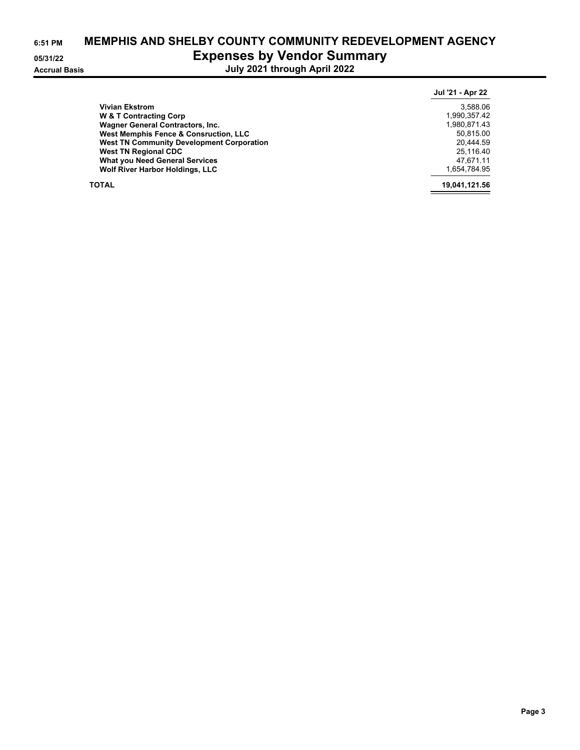# MEMPHIS AND SHELBY COUNTY COMMUNITY REDEVELOPMENT AGENCY

## Expenses by Vendor Summary

### July 2021 through April 2022

6:51 PM
05/31/22
Accrual Basis

| | Jul '21 - Apr 22 |
|---|---|
| **Vivian Ekstrom** | 3,588.06 |
| **W & T Contracting Corp** | 1,990,357.42 |
| **Wagner General Contractors, Inc.** | 1,980,871.43 |
| **West Memphis Fence & Consruction, LLC** | 50,815.00 |
| **West TN Community Development Corporation** | 20,444.59 |
| **West TN Regional CDC** | 25,116.40 |
| **What you Need General Services** | 47,671.11 |
| **Wolf River Harbor Holdings, LLC** | 1,654,784.95 |
| **TOTAL** | **19,041,121.56** |